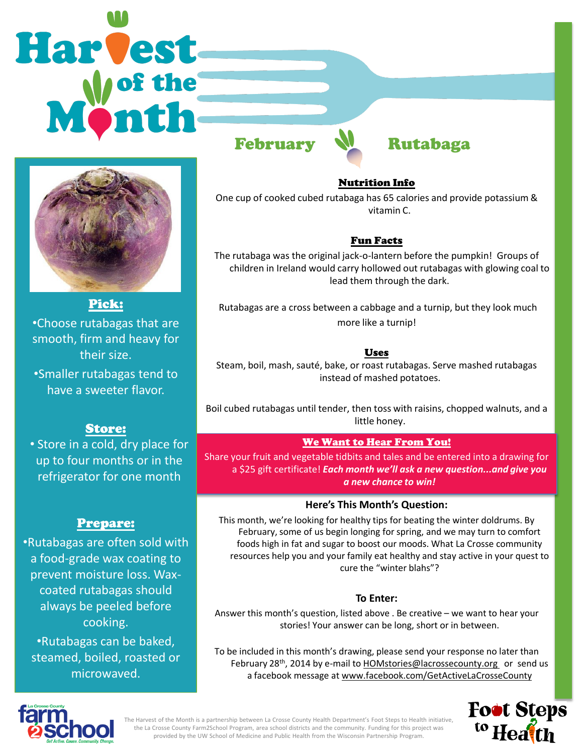# Harvest of the Month

## February — Rutabaga

### Pick:

- Choose rutabagas that are smooth, firm and heavy for their size.
- Smaller rutabagas tend to have a sweeter flavor.

### Store:

- Store in a cold, dry place for up to four months or in the refrigerator for one month

### Prepare:

- Rutabagas are often sold with a food-grade wax coating to prevent moisture loss. Wax-coated rutabagas should always be peeled before cooking.
- Rutabagas can be baked, steamed, boiled, roasted or microwaved.

### Nutrition Info

One cup of cooked cubed rutabaga has 65 calories and provide potassium & vitamin C.

### Fun Facts

The rutabaga was the original jack-o-lantern before the pumpkin! Groups of children in Ireland would carry hollowed out rutabagas with glowing coal to lead them through the dark.

Rutabagas are a cross between a cabbage and a turnip, but they look much more like a turnip!

### Uses

Steam, boil, mash, sauté, bake, or roast rutabagas. Serve mashed rutabagas instead of mashed potatoes.

Boil cubed rutabagas until tender, then toss with raisins, chopped walnuts, and a little honey.

### We Want to Hear From You!

Share your fruit and vegetable tidbits and tales and be entered into a drawing for a $25 gift certificate! ***Each month we'll ask a new question...and give you a new chance to win!***

**Here's This Month's Question:**

This month, we're looking for healthy tips for beating the winter doldrums. By February, some of us begin longing for spring, and we may turn to comfort foods high in fat and sugar to boost our moods. What La Crosse community resources help you and your family eat healthy and stay active in your quest to cure the "winter blahs"?

**To Enter:**

Answer this month's question, listed above . Be creative – we want to hear your stories! Your answer can be long, short or in between.

To be included in this month's drawing, please send your response no later than February 28th, 2014 by e-mail to HOMstories@lacrossecounty.org or send us a facebook message at www.facebook.com/GetActiveLaCrosseCounty

The Harvest of the Month is a partnership between La Crosse County Health Department's Foot Steps to Health initiative, the La Crosse County Farm2School Program, area school districts and the community. Funding for this project was provided by the UW School of Medicine and Public Health from the Wisconsin Partnership Program.

La Crosse County farm2school — Get Active. Cause. Community. Change.

Foot Steps to Health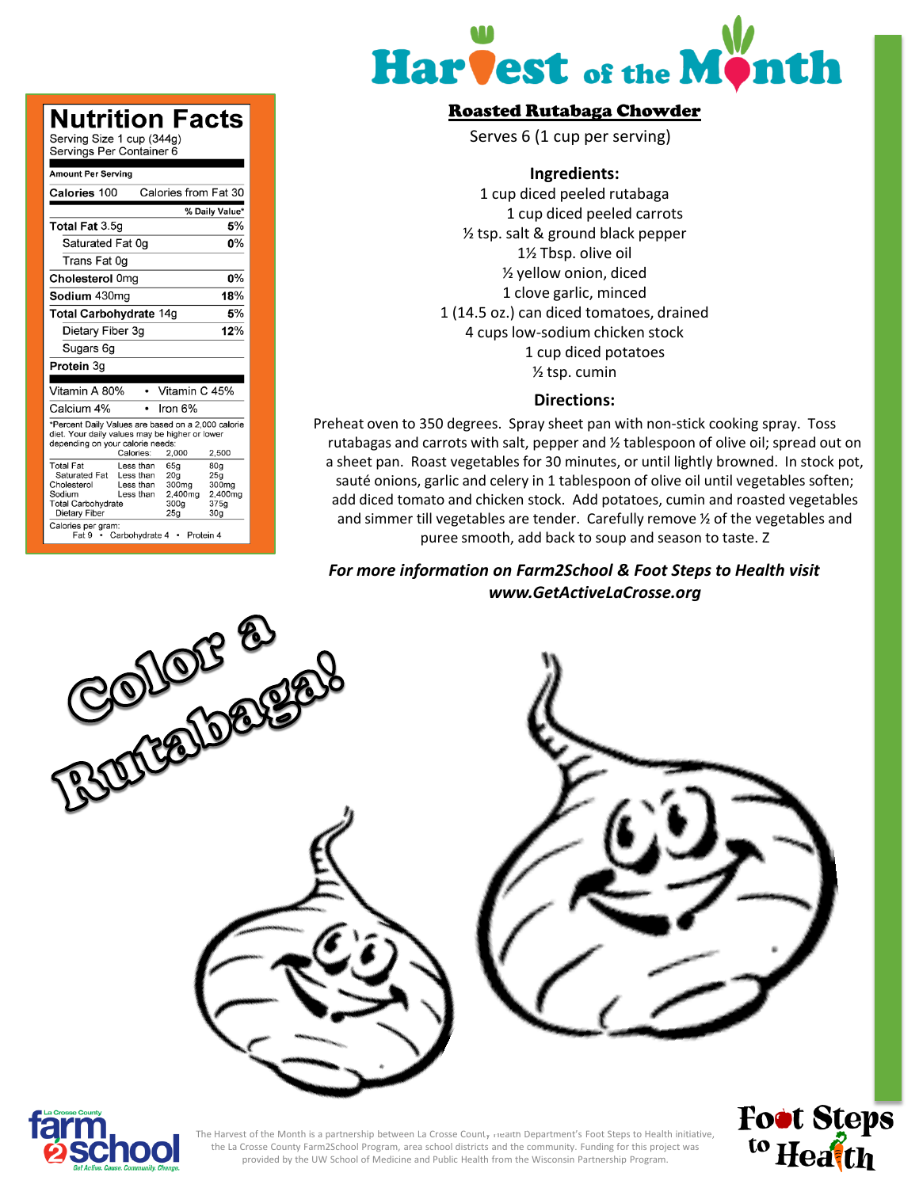# Harvest of the Month

## Nutrition Facts

Serving Size 1 cup (344g)
Servings Per Container 6

**Amount Per Serving**

| | |
|---|---|
| **Calories** 100 | Calories from Fat 30 |
| | **% Daily Value*** |
| **Total Fat** 3.5g | **5%** |
| Saturated Fat 0g | **0%** |
| Trans Fat 0g | |
| **Cholesterol** 0mg | **0%** |
| **Sodium** 430mg | **18%** |
| **Total Carbohydrate** 14g | **5%** |
| Dietary Fiber 3g | **12%** |
| Sugars 6g | |
| **Protein** 3g | |

Vitamin A 80% • Vitamin C 45%
Calcium 4% • Iron 6%

*Percent Daily Values are based on a 2,000 calorie diet. Your daily values may be higher or lower depending on your calorie needs:

| | | Calories: 2,000 | 2,500 |
|---|---|---|---|
| Total Fat | Less than | 65g | 80g |
| Saturated Fat | Less than | 20g | 25g |
| Cholesterol | Less than | 300mg | 300mg |
| Sodium | Less than | 2,400mg | 2,400mg |
| Total Carbohydrate | | 300g | 375g |
| Dietary Fiber | | 25g | 30g |

Calories per gram:
Fat 9 • Carbohydrate 4 • Protein 4

## Roasted Rutabaga Chowder

Serves 6 (1 cup per serving)

### Ingredients:

1 cup diced peeled rutabaga
1 cup diced peeled carrots
½ tsp. salt & ground black pepper
1½ Tbsp. olive oil
½ yellow onion, diced
1 clove garlic, minced
1 (14.5 oz.) can diced tomatoes, drained
4 cups low-sodium chicken stock
1 cup diced potatoes
½ tsp. cumin

### Directions:

Preheat oven to 350 degrees. Spray sheet pan with non-stick cooking spray. Toss rutabagas and carrots with salt, pepper and ½ tablespoon of olive oil; spread out on a sheet pan. Roast vegetables for 30 minutes, or until lightly browned. In stock pot, sauté onions, garlic and celery in 1 tablespoon of olive oil until vegetables soften; add diced tomato and chicken stock. Add potatoes, cumin and roasted vegetables and simmer till vegetables are tender. Carefully remove ½ of the vegetables and puree smooth, add back to soup and season to taste. Z

***For more information on Farm2School & Foot Steps to Health visit www.GetActiveLaCrosse.org***

## Color a Rutabaga!

The Harvest of the Month is a partnership between La Crosse County Health Department's Foot Steps to Health initiative, the La Crosse County Farm2School Program, area school districts and the community. Funding for this project was provided by the UW School of Medicine and Public Health from the Wisconsin Partnership Program.

La Crosse County farm 2 school — Get Active. Cause. Community. Change.

Foot Steps to Health